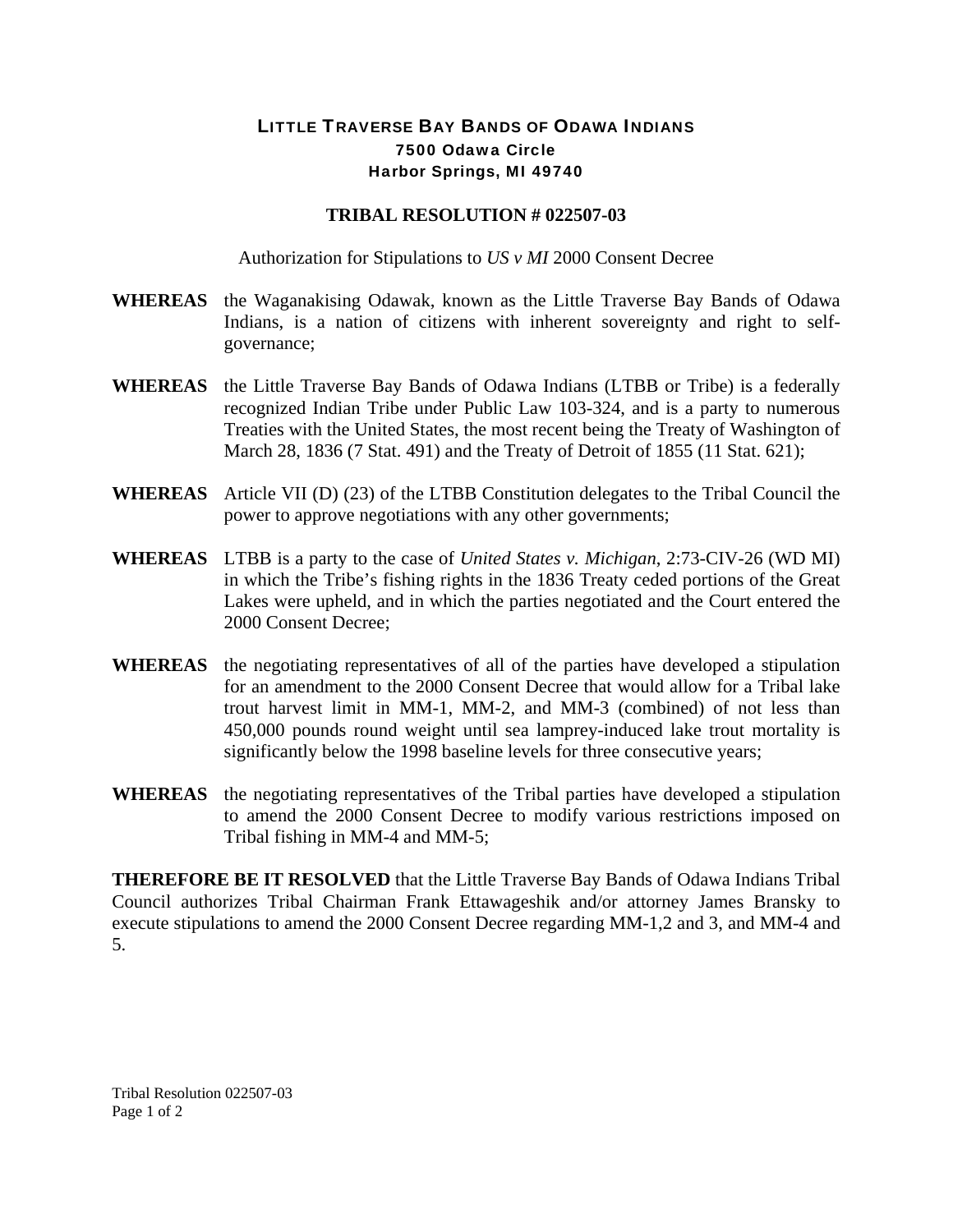# LITTLE TRAVERSE BAY BANDS OF ODAWA INDIANS

**7500 Odawa Circle**
**Harbor Springs, MI 49740**

## TRIBAL RESOLUTION # 022507-03

Authorization for Stipulations to *US v MI* 2000 Consent Decree

**WHEREAS** the Waganakising Odawak, known as the Little Traverse Bay Bands of Odawa Indians, is a nation of citizens with inherent sovereignty and right to self-governance;

**WHEREAS** the Little Traverse Bay Bands of Odawa Indians (LTBB or Tribe) is a federally recognized Indian Tribe under Public Law 103-324, and is a party to numerous Treaties with the United States, the most recent being the Treaty of Washington of March 28, 1836 (7 Stat. 491) and the Treaty of Detroit of 1855 (11 Stat. 621);

**WHEREAS** Article VII (D) (23) of the LTBB Constitution delegates to the Tribal Council the power to approve negotiations with any other governments;

**WHEREAS** LTBB is a party to the case of *United States v. Michigan*, 2:73-CIV-26 (WD MI) in which the Tribe's fishing rights in the 1836 Treaty ceded portions of the Great Lakes were upheld, and in which the parties negotiated and the Court entered the 2000 Consent Decree;

**WHEREAS** the negotiating representatives of all of the parties have developed a stipulation for an amendment to the 2000 Consent Decree that would allow for a Tribal lake trout harvest limit in MM-1, MM-2, and MM-3 (combined) of not less than 450,000 pounds round weight until sea lamprey-induced lake trout mortality is significantly below the 1998 baseline levels for three consecutive years;

**WHEREAS** the negotiating representatives of the Tribal parties have developed a stipulation to amend the 2000 Consent Decree to modify various restrictions imposed on Tribal fishing in MM-4 and MM-5;

**THEREFORE BE IT RESOLVED** that the Little Traverse Bay Bands of Odawa Indians Tribal Council authorizes Tribal Chairman Frank Ettawageshik and/or attorney James Bransky to execute stipulations to amend the 2000 Consent Decree regarding MM-1,2 and 3, and MM-4 and 5.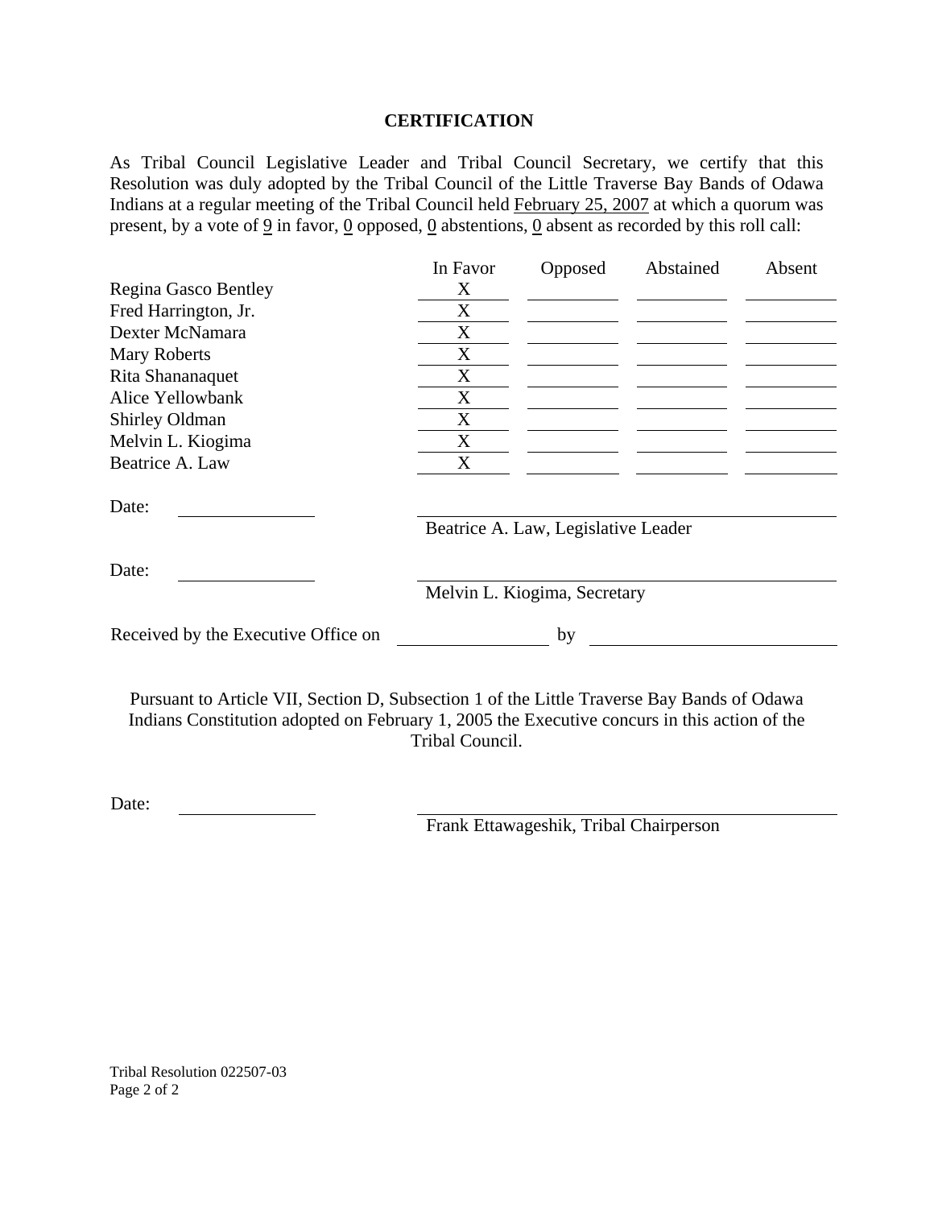## CERTIFICATION

As Tribal Council Legislative Leader and Tribal Council Secretary, we certify that this Resolution was duly adopted by the Tribal Council of the Little Traverse Bay Bands of Odawa Indians at a regular meeting of the Tribal Council held February 25, 2007 at which a quorum was present, by a vote of 9 in favor, 0 opposed, 0 abstentions, 0 absent as recorded by this roll call:

| | In Favor | Opposed | Abstained | Absent |
|---|---|---|---|---|
| Regina Gasco Bentley | X | | | |
| Fred Harrington, Jr. | X | | | |
| Dexter McNamara | X | | | |
| Mary Roberts | X | | | |
| Rita Shananaquet | X | | | |
| Alice Yellowbank | X | | | |
| Shirley Oldman | X | | | |
| Melvin L. Kiogima | X | | | |
| Beatrice A. Law | X | | | |

Date: ______________

______________________________
Beatrice A. Law, Legislative Leader

Date: ______________

______________________________
Melvin L. Kiogima, Secretary

Received by the Executive Office on ______________ by ______________________

Pursuant to Article VII, Section D, Subsection 1 of the Little Traverse Bay Bands of Odawa Indians Constitution adopted on February 1, 2005 the Executive concurs in this action of the Tribal Council.

Date: ______________

______________________________
Frank Ettawageshik, Tribal Chairperson

Tribal Resolution 022507-03